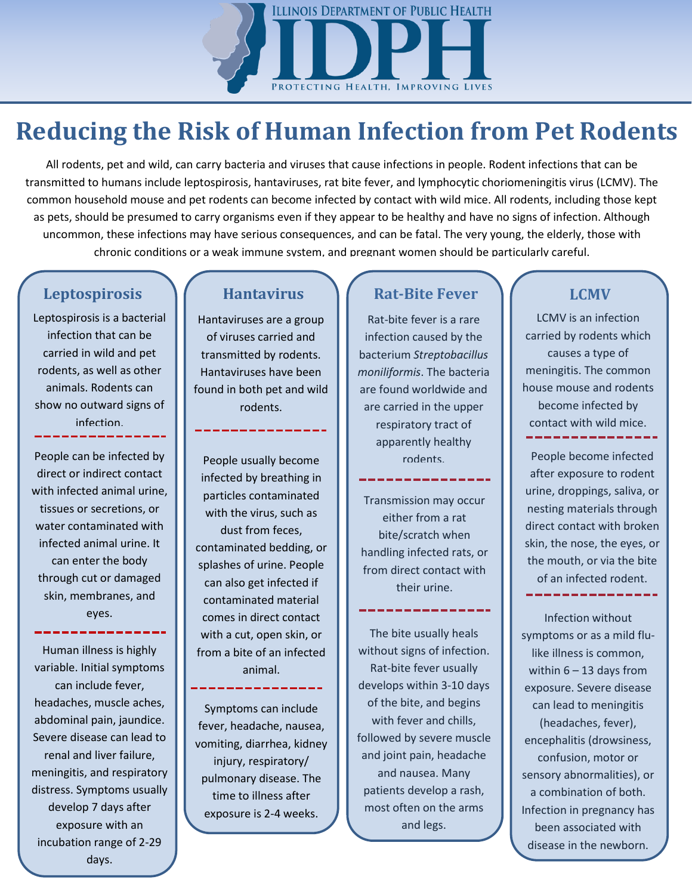# Reducing the Risk of Human Infection from Pet Rodents

All rodents, pet and wild, can carry bacteria and viruses that cause infections in people. Rodent infections that can be transmitted to humans include leptospirosis, hantaviruses, rat bite fever, and lymphocytic choriomeningitis virus (LCMV). The common household mouse and pet rodents can become infected by contact with wild mice. All rodents, including those kept as pets, should be presumed to carry organisms even if they appear to be healthy and have no signs of infection. Although uncommon, these infections may have serious consequences, and can be fatal. The very young, the elderly, those with chronic conditions or a weak immune system, and pregnant women should be particularly careful.

## Leptospirosis

Leptospirosis is a bacterial infection that can be carried in wild and pet rodents, as well as other animals. Rodents can show no outward signs of infection.

People can be infected by direct or indirect contact with infected animal urine, tissues or secretions, or water contaminated with infected animal urine. It can enter the body through cut or damaged skin, membranes, and eyes.

Human illness is highly variable. Initial symptoms can include fever, headaches, muscle aches, abdominal pain, jaundice. Severe disease can lead to renal and liver failure, meningitis, and respiratory distress. Symptoms usually develop 7 days after exposure with an incubation range of 2-29 days.

## Hantavirus

Hantaviruses are a group of viruses carried and transmitted by rodents. Hantaviruses have been found in both pet and wild rodents.

People usually become infected by breathing in particles contaminated with the virus, such as dust from feces, contaminated bedding, or splashes of urine. People can also get infected if contaminated material comes in direct contact with a cut, open skin, or from a bite of an infected animal.

Symptoms can include fever, headache, nausea, vomiting, diarrhea, kidney injury, respiratory/pulmonary disease. The time to illness after exposure is 2-4 weeks.

## Rat-Bite Fever

Rat-bite fever is a rare infection caused by the bacterium *Streptobacillus moniliformis*. The bacteria are found worldwide and are carried in the upper respiratory tract of apparently healthy rodents.

Transmission may occur either from a rat bite/scratch when handling infected rats, or from direct contact with their urine.

The bite usually heals without signs of infection. Rat-bite fever usually develops within 3-10 days of the bite, and begins with fever and chills, followed by severe muscle and joint pain, headache and nausea. Many patients develop a rash, most often on the arms and legs.

## LCMV

LCMV is an infection carried by rodents which causes a type of meningitis. The common house mouse and rodents become infected by contact with wild mice.

People become infected after exposure to rodent urine, droppings, saliva, or nesting materials through direct contact with broken skin, the nose, the eyes, or the mouth, or via the bite of an infected rodent.

Infection without symptoms or as a mild flu-like illness is common, within 6 – 13 days from exposure. Severe disease can lead to meningitis (headaches, fever), encephalitis (drowsiness, confusion, motor or sensory abnormalities), or a combination of both. Infection in pregnancy has been associated with disease in the newborn.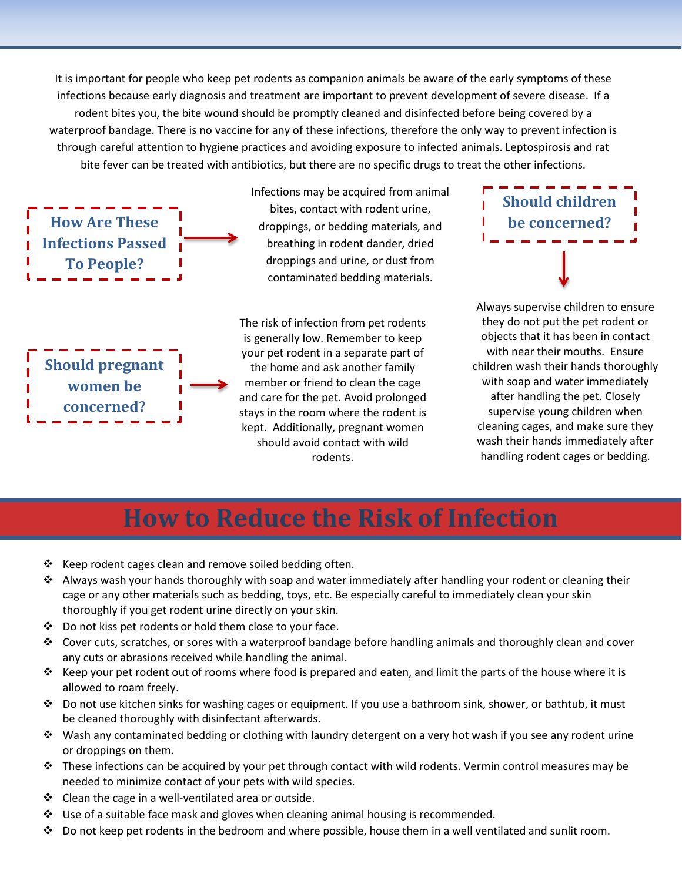It is important for people who keep pet rodents as companion animals be aware of the early symptoms of these infections because early diagnosis and treatment are important to prevent development of severe disease. If a rodent bites you, the bite wound should be promptly cleaned and disinfected before being covered by a waterproof bandage. There is no vaccine for any of these infections, therefore the only way to prevent infection is through careful attention to hygiene practices and avoiding exposure to infected animals. Leptospirosis and rat bite fever can be treated with antibiotics, but there are no specific drugs to treat the other infections.

### How Are These Infections Passed To People?

Infections may be acquired from animal bites, contact with rodent urine, droppings, or bedding materials, and breathing in rodent dander, dried droppings and urine, or dust from contaminated bedding materials.

### Should pregnant women be concerned?

The risk of infection from pet rodents is generally low. Remember to keep your pet rodent in a separate part of the home and ask another family member or friend to clean the cage and care for the pet. Avoid prolonged stays in the room where the rodent is kept. Additionally, pregnant women should avoid contact with wild rodents.

### Should children be concerned?

Always supervise children to ensure they do not put the pet rodent or objects that it has been in contact with near their mouths. Ensure children wash their hands thoroughly with soap and water immediately after handling the pet. Closely supervise young children when cleaning cages, and make sure they wash their hands immediately after handling rodent cages or bedding.

## How to Reduce the Risk of Infection

- Keep rodent cages clean and remove soiled bedding often.
- Always wash your hands thoroughly with soap and water immediately after handling your rodent or cleaning their cage or any other materials such as bedding, toys, etc. Be especially careful to immediately clean your skin thoroughly if you get rodent urine directly on your skin.
- Do not kiss pet rodents or hold them close to your face.
- Cover cuts, scratches, or sores with a waterproof bandage before handling animals and thoroughly clean and cover any cuts or abrasions received while handling the animal.
- Keep your pet rodent out of rooms where food is prepared and eaten, and limit the parts of the house where it is allowed to roam freely.
- Do not use kitchen sinks for washing cages or equipment. If you use a bathroom sink, shower, or bathtub, it must be cleaned thoroughly with disinfectant afterwards.
- Wash any contaminated bedding or clothing with laundry detergent on a very hot wash if you see any rodent urine or droppings on them.
- These infections can be acquired by your pet through contact with wild rodents. Vermin control measures may be needed to minimize contact of your pets with wild species.
- Clean the cage in a well-ventilated area or outside.
- Use of a suitable face mask and gloves when cleaning animal housing is recommended.
- Do not keep pet rodents in the bedroom and where possible, house them in a well ventilated and sunlit room.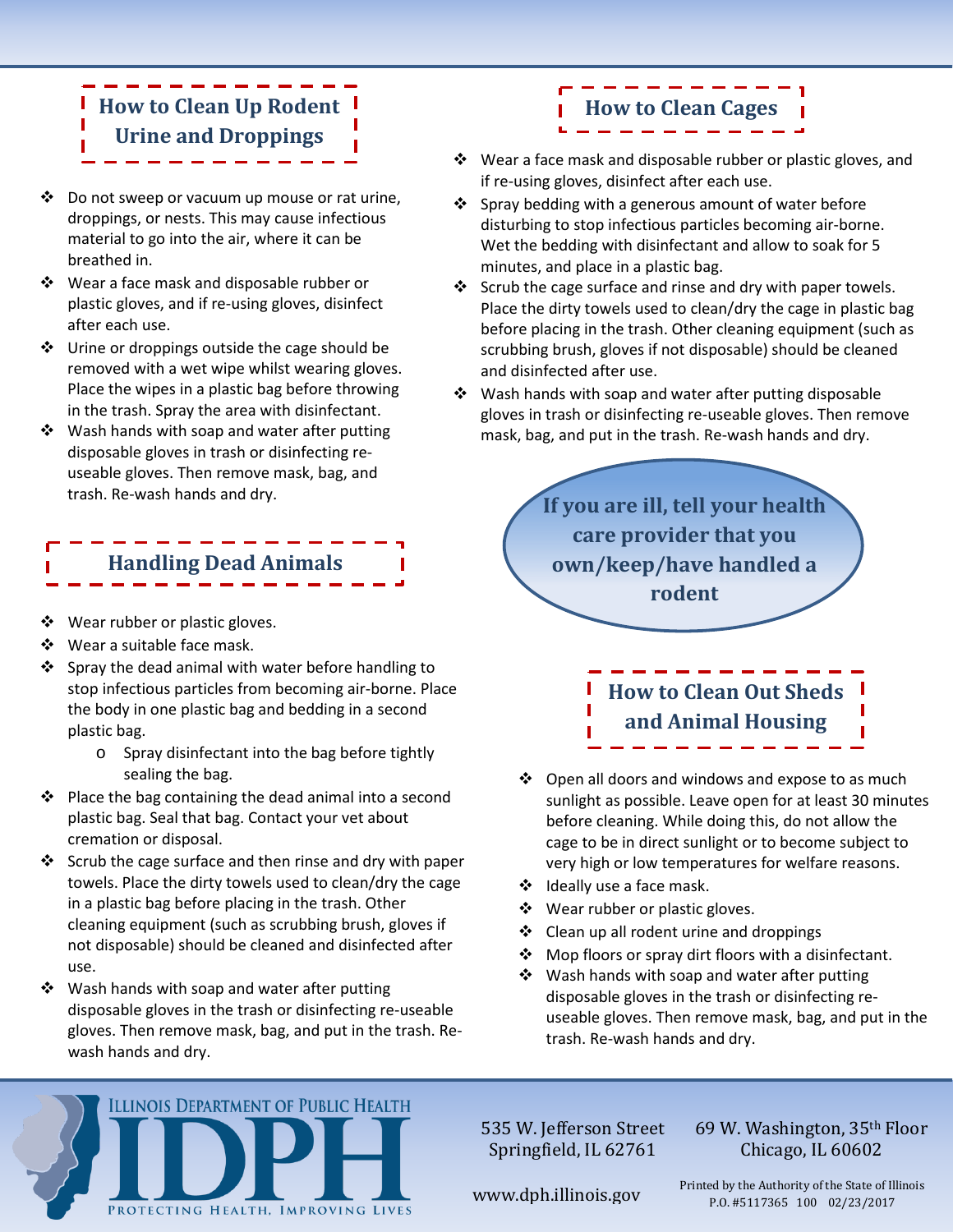## How to Clean Up Rodent Urine and Droppings

- Do not sweep or vacuum up mouse or rat urine, droppings, or nests. This may cause infectious material to go into the air, where it can be breathed in.
- Wear a face mask and disposable rubber or plastic gloves, and if re-using gloves, disinfect after each use.
- Urine or droppings outside the cage should be removed with a wet wipe whilst wearing gloves. Place the wipes in a plastic bag before throwing in the trash. Spray the area with disinfectant.
- Wash hands with soap and water after putting disposable gloves in trash or disinfecting re-useable gloves. Then remove mask, bag, and trash. Re-wash hands and dry.

## Handling Dead Animals

- Wear rubber or plastic gloves.
- Wear a suitable face mask.
- Spray the dead animal with water before handling to stop infectious particles from becoming air-borne. Place the body in one plastic bag and bedding in a second plastic bag.
  - Spray disinfectant into the bag before tightly sealing the bag.
- Place the bag containing the dead animal into a second plastic bag. Seal that bag. Contact your vet about cremation or disposal.
- Scrub the cage surface and then rinse and dry with paper towels. Place the dirty towels used to clean/dry the cage in a plastic bag before placing in the trash. Other cleaning equipment (such as scrubbing brush, gloves if not disposable) should be cleaned and disinfected after use.
- Wash hands with soap and water after putting disposable gloves in the trash or disinfecting re-useable gloves. Then remove mask, bag, and put in the trash. Re-wash hands and dry.

## How to Clean Cages

- Wear a face mask and disposable rubber or plastic gloves, and if re-using gloves, disinfect after each use.
- Spray bedding with a generous amount of water before disturbing to stop infectious particles becoming air-borne. Wet the bedding with disinfectant and allow to soak for 5 minutes, and place in a plastic bag.
- Scrub the cage surface and rinse and dry with paper towels. Place the dirty towels used to clean/dry the cage in plastic bag before placing in the trash. Other cleaning equipment (such as scrubbing brush, gloves if not disposable) should be cleaned and disinfected after use.
- Wash hands with soap and water after putting disposable gloves in trash or disinfecting re-useable gloves. Then remove mask, bag, and put in the trash. Re-wash hands and dry.

**If you are ill, tell your health care provider that you own/keep/have handled a rodent**

## How to Clean Out Sheds and Animal Housing

- Open all doors and windows and expose to as much sunlight as possible. Leave open for at least 30 minutes before cleaning. While doing this, do not allow the cage to be in direct sunlight or to become subject to very high or low temperatures for welfare reasons.
- Ideally use a face mask.
- Wear rubber or plastic gloves.
- Clean up all rodent urine and droppings
- Mop floors or spray dirt floors with a disinfectant.
- Wash hands with soap and water after putting disposable gloves in the trash or disinfecting re-useable gloves. Then remove mask, bag, and put in the trash. Re-wash hands and dry.

ILLINOIS DEPARTMENT OF PUBLIC HEALTH
IDPH
PROTECTING HEALTH, IMPROVING LIVES

535 W. Jefferson Street
Springfield, IL 62761

69 W. Washington, 35th Floor
Chicago, IL 60602

www.dph.illinois.gov

Printed by the Authority of the State of Illinois
P.O. #5117365 100 02/23/2017